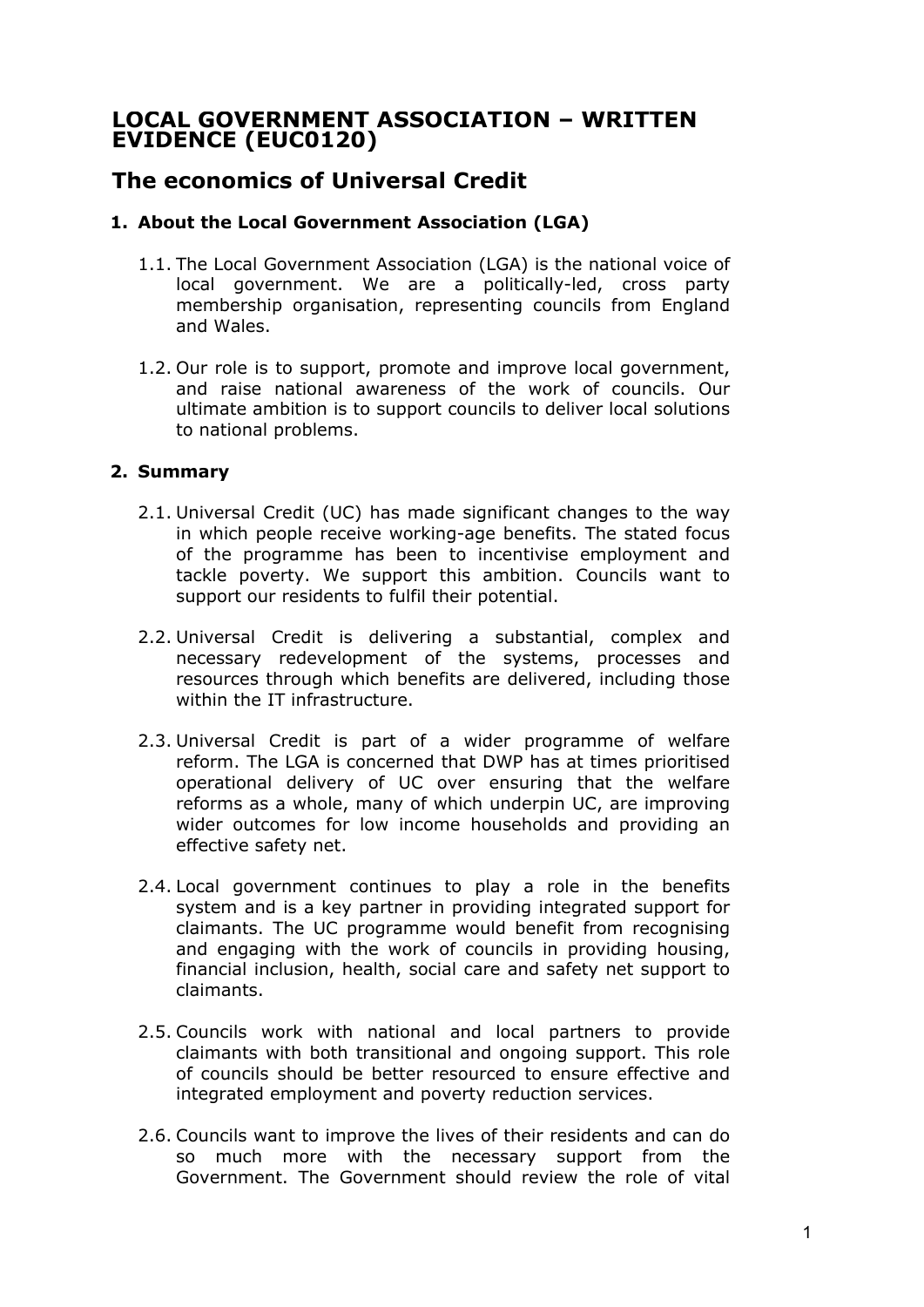# LOCAL GOVERNMENT ASSOCIATION – WRITTEN EVIDENCE (EUC0120)

## The economics of Universal Credit

### 1. About the Local Government Association (LGA)

1.1. The Local Government Association (LGA) is the national voice of local government. We are a politically-led, cross party membership organisation, representing councils from England and Wales.

1.2. Our role is to support, promote and improve local government, and raise national awareness of the work of councils. Our ultimate ambition is to support councils to deliver local solutions to national problems.

### 2. Summary

2.1. Universal Credit (UC) has made significant changes to the way in which people receive working-age benefits. The stated focus of the programme has been to incentivise employment and tackle poverty. We support this ambition. Councils want to support our residents to fulfil their potential.

2.2. Universal Credit is delivering a substantial, complex and necessary redevelopment of the systems, processes and resources through which benefits are delivered, including those within the IT infrastructure.

2.3. Universal Credit is part of a wider programme of welfare reform. The LGA is concerned that DWP has at times prioritised operational delivery of UC over ensuring that the welfare reforms as a whole, many of which underpin UC, are improving wider outcomes for low income households and providing an effective safety net.

2.4. Local government continues to play a role in the benefits system and is a key partner in providing integrated support for claimants. The UC programme would benefit from recognising and engaging with the work of councils in providing housing, financial inclusion, health, social care and safety net support to claimants.

2.5. Councils work with national and local partners to provide claimants with both transitional and ongoing support. This role of councils should be better resourced to ensure effective and integrated employment and poverty reduction services.

2.6. Councils want to improve the lives of their residents and can do so much more with the necessary support from the Government. The Government should review the role of vital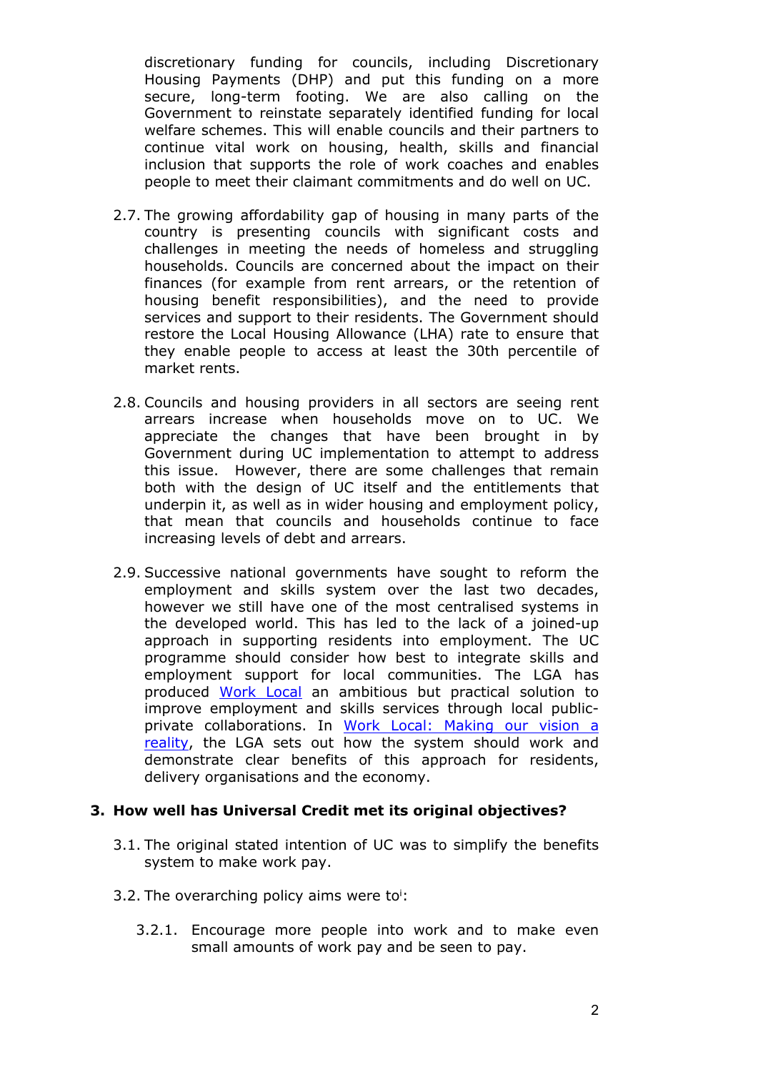discretionary funding for councils, including Discretionary Housing Payments (DHP) and put this funding on a more secure, long-term footing. We are also calling on the Government to reinstate separately identified funding for local welfare schemes. This will enable councils and their partners to continue vital work on housing, health, skills and financial inclusion that supports the role of work coaches and enables people to meet their claimant commitments and do well on UC.

2.7. The growing affordability gap of housing in many parts of the country is presenting councils with significant costs and challenges in meeting the needs of homeless and struggling households. Councils are concerned about the impact on their finances (for example from rent arrears, or the retention of housing benefit responsibilities), and the need to provide services and support to their residents. The Government should restore the Local Housing Allowance (LHA) rate to ensure that they enable people to access at least the 30th percentile of market rents.

2.8. Councils and housing providers in all sectors are seeing rent arrears increase when households move on to UC. We appreciate the changes that have been brought in by Government during UC implementation to attempt to address this issue. However, there are some challenges that remain both with the design of UC itself and the entitlements that underpin it, as well as in wider housing and employment policy, that mean that councils and households continue to face increasing levels of debt and arrears.

2.9. Successive national governments have sought to reform the employment and skills system over the last two decades, however we still have one of the most centralised systems in the developed world. This has led to the lack of a joined-up approach in supporting residents into employment. The UC programme should consider how best to integrate skills and employment support for local communities. The LGA has produced Work Local an ambitious but practical solution to improve employment and skills services through local public-private collaborations. In Work Local: Making our vision a reality, the LGA sets out how the system should work and demonstrate clear benefits of this approach for residents, delivery organisations and the economy.

## 3. How well has Universal Credit met its original objectives?

3.1. The original stated intention of UC was to simplify the benefits system to make work pay.

3.2. The overarching policy aims were to[i]:

3.2.1. Encourage more people into work and to make even small amounts of work pay and be seen to pay.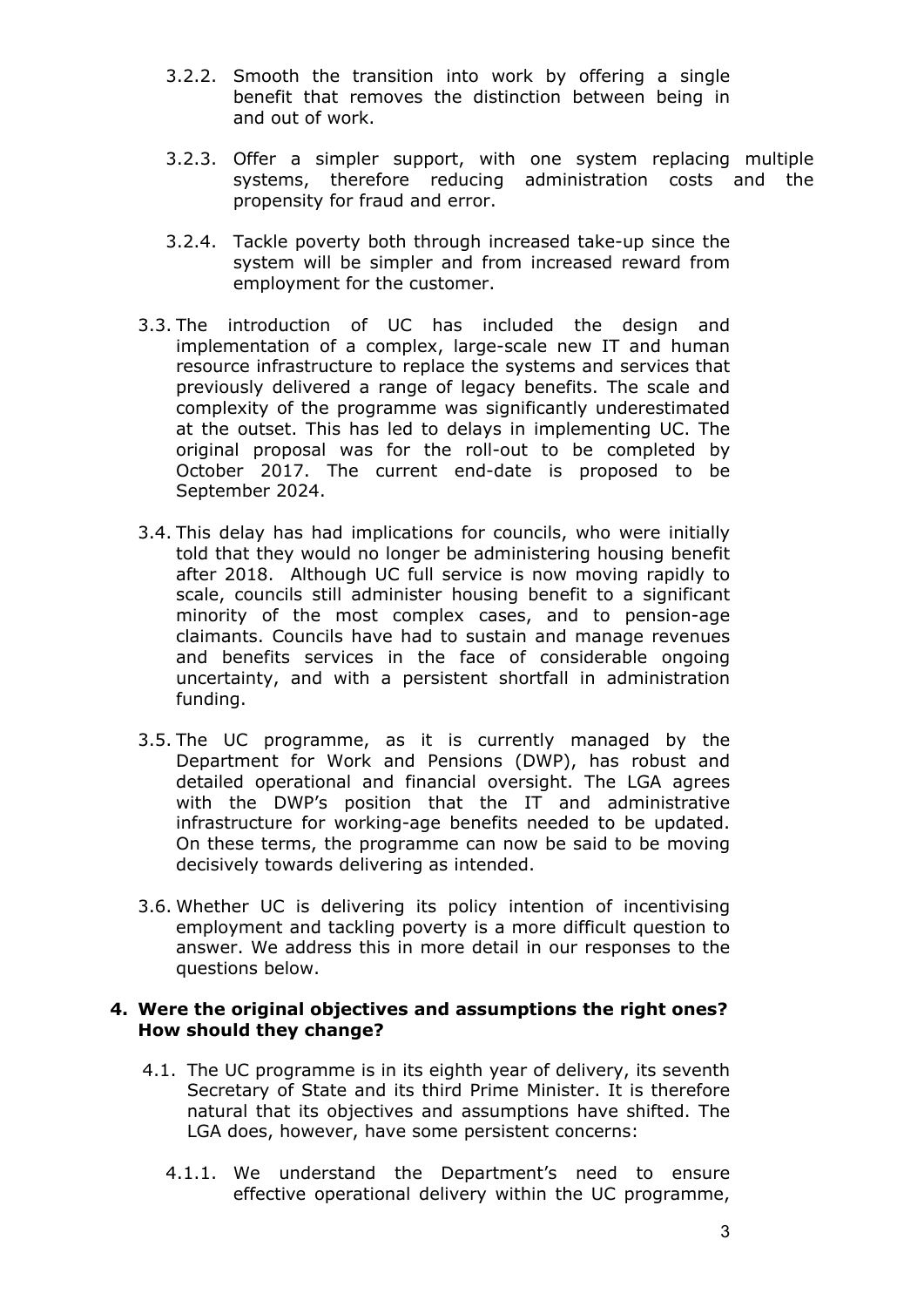3.2.2. Smooth the transition into work by offering a single benefit that removes the distinction between being in and out of work.

3.2.3. Offer a simpler support, with one system replacing multiple systems, therefore reducing administration costs and the propensity for fraud and error.

3.2.4. Tackle poverty both through increased take-up since the system will be simpler and from increased reward from employment for the customer.

3.3. The introduction of UC has included the design and implementation of a complex, large-scale new IT and human resource infrastructure to replace the systems and services that previously delivered a range of legacy benefits. The scale and complexity of the programme was significantly underestimated at the outset. This has led to delays in implementing UC. The original proposal was for the roll-out to be completed by October 2017. The current end-date is proposed to be September 2024.

3.4. This delay has had implications for councils, who were initially told that they would no longer be administering housing benefit after 2018. Although UC full service is now moving rapidly to scale, councils still administer housing benefit to a significant minority of the most complex cases, and to pension-age claimants. Councils have had to sustain and manage revenues and benefits services in the face of considerable ongoing uncertainty, and with a persistent shortfall in administration funding.

3.5. The UC programme, as it is currently managed by the Department for Work and Pensions (DWP), has robust and detailed operational and financial oversight. The LGA agrees with the DWP's position that the IT and administrative infrastructure for working-age benefits needed to be updated. On these terms, the programme can now be said to be moving decisively towards delivering as intended.

3.6. Whether UC is delivering its policy intention of incentivising employment and tackling poverty is a more difficult question to answer. We address this in more detail in our responses to the questions below.

## 4. Were the original objectives and assumptions the right ones? How should they change?

4.1. The UC programme is in its eighth year of delivery, its seventh Secretary of State and its third Prime Minister. It is therefore natural that its objectives and assumptions have shifted. The LGA does, however, have some persistent concerns:

4.1.1. We understand the Department's need to ensure effective operational delivery within the UC programme,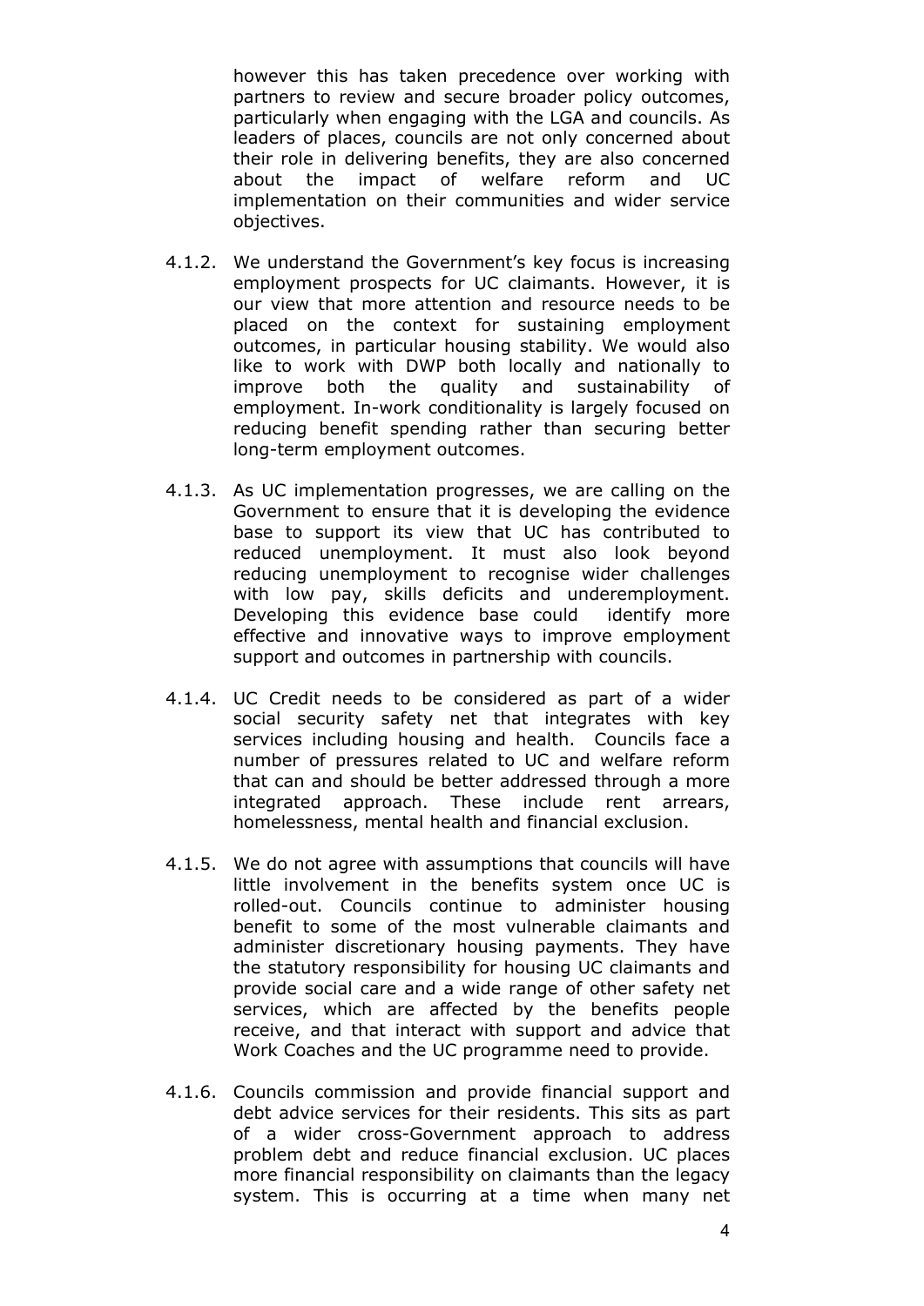however this has taken precedence over working with partners to review and secure broader policy outcomes, particularly when engaging with the LGA and councils. As leaders of places, councils are not only concerned about their role in delivering benefits, they are also concerned about the impact of welfare reform and UC implementation on their communities and wider service objectives.

4.1.2. We understand the Government's key focus is increasing employment prospects for UC claimants. However, it is our view that more attention and resource needs to be placed on the context for sustaining employment outcomes, in particular housing stability. We would also like to work with DWP both locally and nationally to improve both the quality and sustainability of employment. In-work conditionality is largely focused on reducing benefit spending rather than securing better long-term employment outcomes.

4.1.3. As UC implementation progresses, we are calling on the Government to ensure that it is developing the evidence base to support its view that UC has contributed to reduced unemployment. It must also look beyond reducing unemployment to recognise wider challenges with low pay, skills deficits and underemployment. Developing this evidence base could identify more effective and innovative ways to improve employment support and outcomes in partnership with councils.

4.1.4. UC Credit needs to be considered as part of a wider social security safety net that integrates with key services including housing and health. Councils face a number of pressures related to UC and welfare reform that can and should be better addressed through a more integrated approach. These include rent arrears, homelessness, mental health and financial exclusion.

4.1.5. We do not agree with assumptions that councils will have little involvement in the benefits system once UC is rolled-out. Councils continue to administer housing benefit to some of the most vulnerable claimants and administer discretionary housing payments. They have the statutory responsibility for housing UC claimants and provide social care and a wide range of other safety net services, which are affected by the benefits people receive, and that interact with support and advice that Work Coaches and the UC programme need to provide.

4.1.6. Councils commission and provide financial support and debt advice services for their residents. This sits as part of a wider cross-Government approach to address problem debt and reduce financial exclusion. UC places more financial responsibility on claimants than the legacy system. This is occurring at a time when many net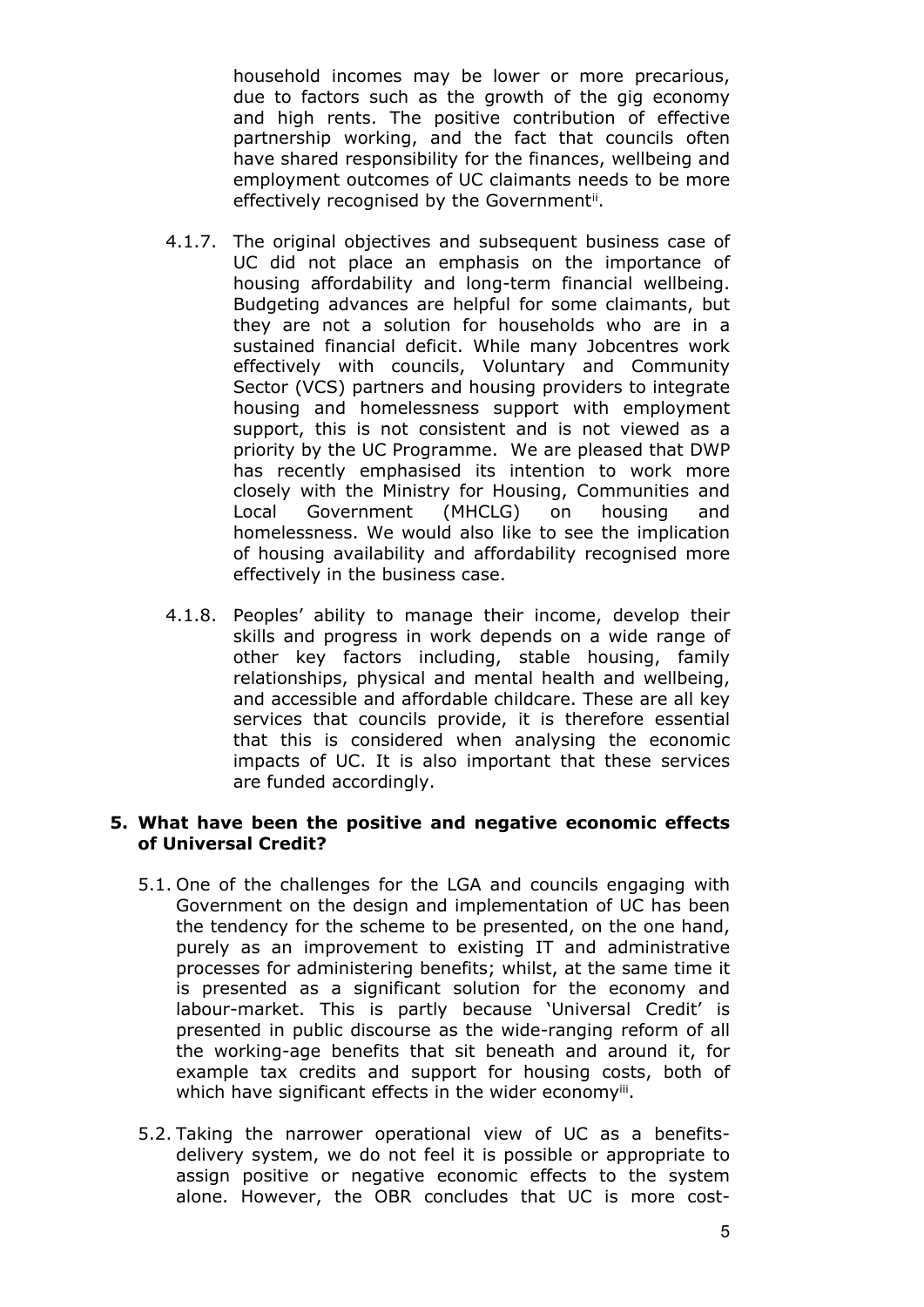household incomes may be lower or more precarious, due to factors such as the growth of the gig economy and high rents. The positive contribution of effective partnership working, and the fact that councils often have shared responsibility for the finances, wellbeing and employment outcomes of UC claimants needs to be more effectively recognised by the Government[ii].

4.1.7. The original objectives and subsequent business case of UC did not place an emphasis on the importance of housing affordability and long-term financial wellbeing. Budgeting advances are helpful for some claimants, but they are not a solution for households who are in a sustained financial deficit. While many Jobcentres work effectively with councils, Voluntary and Community Sector (VCS) partners and housing providers to integrate housing and homelessness support with employment support, this is not consistent and is not viewed as a priority by the UC Programme. We are pleased that DWP has recently emphasised its intention to work more closely with the Ministry for Housing, Communities and Local Government (MHCLG) on housing and homelessness. We would also like to see the implication of housing availability and affordability recognised more effectively in the business case.

4.1.8. Peoples' ability to manage their income, develop their skills and progress in work depends on a wide range of other key factors including, stable housing, family relationships, physical and mental health and wellbeing, and accessible and affordable childcare. These are all key services that councils provide, it is therefore essential that this is considered when analysing the economic impacts of UC. It is also important that these services are funded accordingly.

## 5. What have been the positive and negative economic effects of Universal Credit?

5.1. One of the challenges for the LGA and councils engaging with Government on the design and implementation of UC has been the tendency for the scheme to be presented, on the one hand, purely as an improvement to existing IT and administrative processes for administering benefits; whilst, at the same time it is presented as a significant solution for the economy and labour-market. This is partly because 'Universal Credit' is presented in public discourse as the wide-ranging reform of all the working-age benefits that sit beneath and around it, for example tax credits and support for housing costs, both of which have significant effects in the wider economy[iii].

5.2. Taking the narrower operational view of UC as a benefits-delivery system, we do not feel it is possible or appropriate to assign positive or negative economic effects to the system alone. However, the OBR concludes that UC is more cost-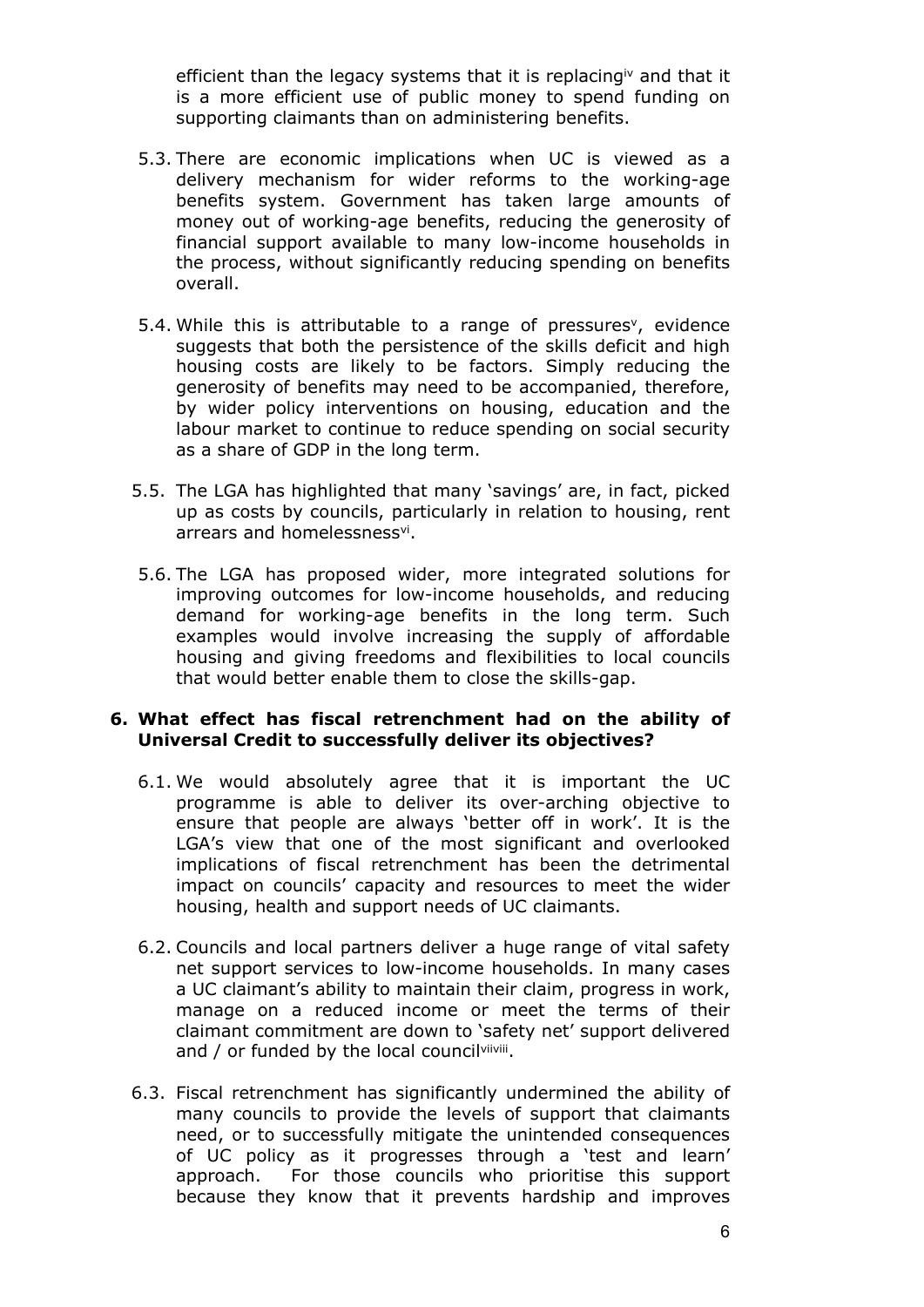efficient than the legacy systems that it is replacing[iv] and that it is a more efficient use of public money to spend funding on supporting claimants than on administering benefits.

5.3. There are economic implications when UC is viewed as a delivery mechanism for wider reforms to the working-age benefits system. Government has taken large amounts of money out of working-age benefits, reducing the generosity of financial support available to many low-income households in the process, without significantly reducing spending on benefits overall.

5.4. While this is attributable to a range of pressures[v], evidence suggests that both the persistence of the skills deficit and high housing costs are likely to be factors. Simply reducing the generosity of benefits may need to be accompanied, therefore, by wider policy interventions on housing, education and the labour market to continue to reduce spending on social security as a share of GDP in the long term.

5.5. The LGA has highlighted that many 'savings' are, in fact, picked up as costs by councils, particularly in relation to housing, rent arrears and homelessness[vi].

5.6. The LGA has proposed wider, more integrated solutions for improving outcomes for low-income households, and reducing demand for working-age benefits in the long term. Such examples would involve increasing the supply of affordable housing and giving freedoms and flexibilities to local councils that would better enable them to close the skills-gap.

## 6. What effect has fiscal retrenchment had on the ability of Universal Credit to successfully deliver its objectives?

6.1. We would absolutely agree that it is important the UC programme is able to deliver its over-arching objective to ensure that people are always 'better off in work'. It is the LGA's view that one of the most significant and overlooked implications of fiscal retrenchment has been the detrimental impact on councils' capacity and resources to meet the wider housing, health and support needs of UC claimants.

6.2. Councils and local partners deliver a huge range of vital safety net support services to low-income households. In many cases a UC claimant's ability to maintain their claim, progress in work, manage on a reduced income or meet the terms of their claimant commitment are down to 'safety net' support delivered and / or funded by the local council[vii][viii].

6.3. Fiscal retrenchment has significantly undermined the ability of many councils to provide the levels of support that claimants need, or to successfully mitigate the unintended consequences of UC policy as it progresses through a 'test and learn' approach. For those councils who prioritise this support because they know that it prevents hardship and improves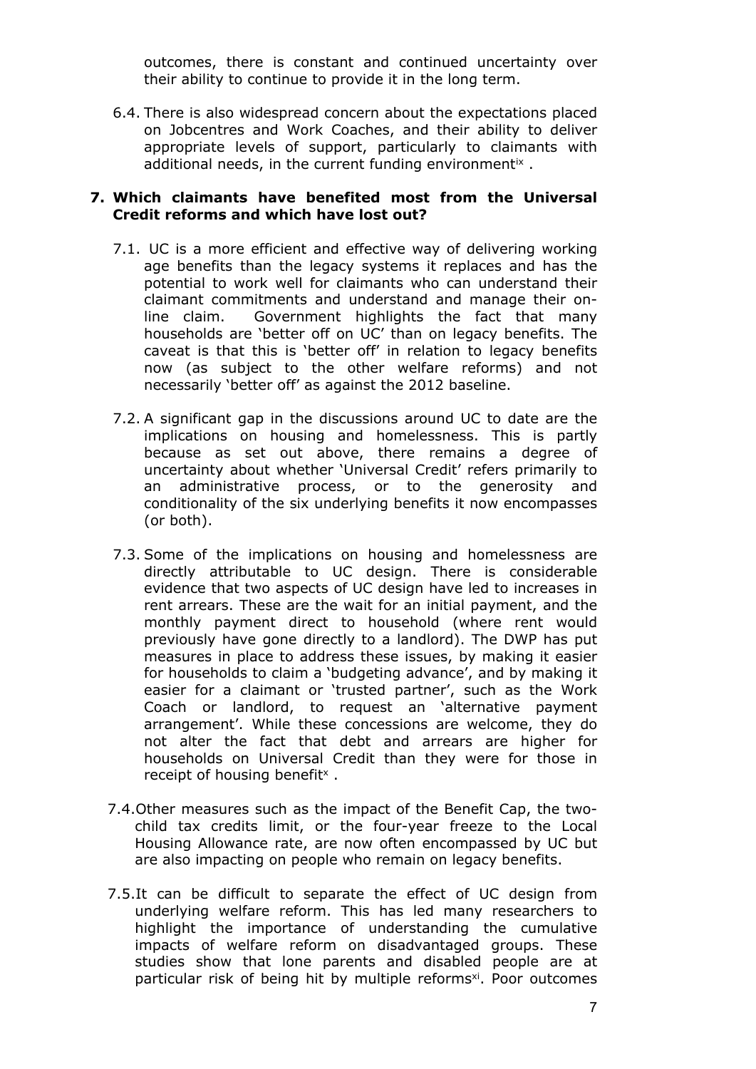outcomes, there is constant and continued uncertainty over their ability to continue to provide it in the long term.

6.4. There is also widespread concern about the expectations placed on Jobcentres and Work Coaches, and their ability to deliver appropriate levels of support, particularly to claimants with additional needs, in the current funding environment[ix] .

## 7. Which claimants have benefited most from the Universal Credit reforms and which have lost out?

7.1. UC is a more efficient and effective way of delivering working age benefits than the legacy systems it replaces and has the potential to work well for claimants who can understand their claimant commitments and understand and manage their on-line claim. Government highlights the fact that many households are 'better off on UC' than on legacy benefits. The caveat is that this is 'better off' in relation to legacy benefits now (as subject to the other welfare reforms) and not necessarily 'better off' as against the 2012 baseline.

7.2. A significant gap in the discussions around UC to date are the implications on housing and homelessness. This is partly because as set out above, there remains a degree of uncertainty about whether 'Universal Credit' refers primarily to an administrative process, or to the generosity and conditionality of the six underlying benefits it now encompasses (or both).

7.3. Some of the implications on housing and homelessness are directly attributable to UC design. There is considerable evidence that two aspects of UC design have led to increases in rent arrears. These are the wait for an initial payment, and the monthly payment direct to household (where rent would previously have gone directly to a landlord). The DWP has put measures in place to address these issues, by making it easier for households to claim a 'budgeting advance', and by making it easier for a claimant or 'trusted partner', such as the Work Coach or landlord, to request an 'alternative payment arrangement'. While these concessions are welcome, they do not alter the fact that debt and arrears are higher for households on Universal Credit than they were for those in receipt of housing benefit[x] .

7.4. Other measures such as the impact of the Benefit Cap, the two-child tax credits limit, or the four-year freeze to the Local Housing Allowance rate, are now often encompassed by UC but are also impacting on people who remain on legacy benefits.

7.5. It can be difficult to separate the effect of UC design from underlying welfare reform. This has led many researchers to highlight the importance of understanding the cumulative impacts of welfare reform on disadvantaged groups. These studies show that lone parents and disabled people are at particular risk of being hit by multiple reforms[xi]. Poor outcomes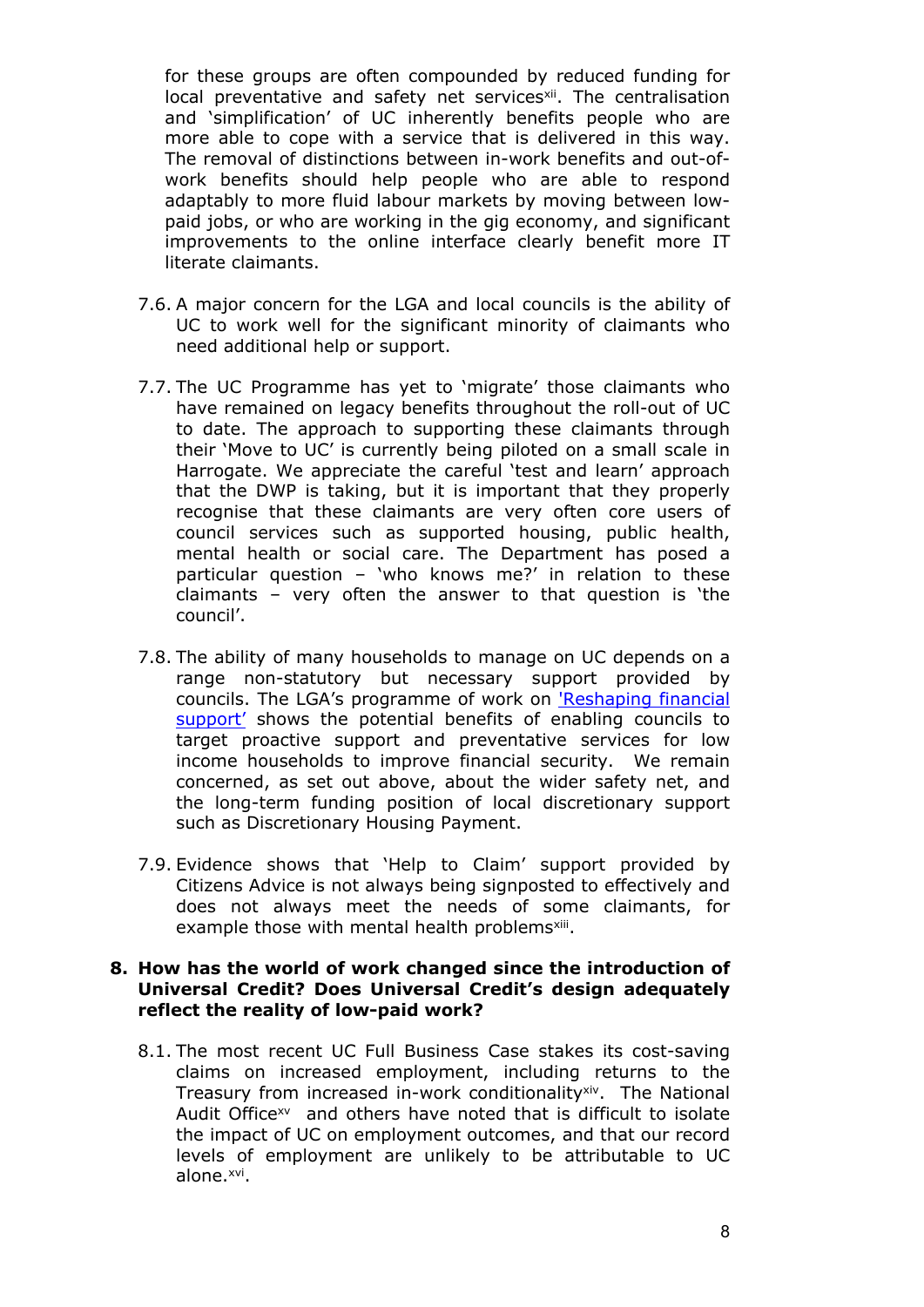for these groups are often compounded by reduced funding for local preventative and safety net services[xii]. The centralisation and 'simplification' of UC inherently benefits people who are more able to cope with a service that is delivered in this way. The removal of distinctions between in-work benefits and out-of-work benefits should help people who are able to respond adaptably to more fluid labour markets by moving between low-paid jobs, or who are working in the gig economy, and significant improvements to the online interface clearly benefit more IT literate claimants.

7.6. A major concern for the LGA and local councils is the ability of UC to work well for the significant minority of claimants who need additional help or support.

7.7. The UC Programme has yet to 'migrate' those claimants who have remained on legacy benefits throughout the roll-out of UC to date. The approach to supporting these claimants through their 'Move to UC' is currently being piloted on a small scale in Harrogate. We appreciate the careful 'test and learn' approach that the DWP is taking, but it is important that they properly recognise that these claimants are very often core users of council services such as supported housing, public health, mental health or social care. The Department has posed a particular question – 'who knows me?' in relation to these claimants – very often the answer to that question is 'the council'.

7.8. The ability of many households to manage on UC depends on a range non-statutory but necessary support provided by councils. The LGA's programme of work on ['Reshaping financial support'](#) shows the potential benefits of enabling councils to target proactive support and preventative services for low income households to improve financial security. We remain concerned, as set out above, about the wider safety net, and the long-term funding position of local discretionary support such as Discretionary Housing Payment.

7.9. Evidence shows that 'Help to Claim' support provided by Citizens Advice is not always being signposted to effectively and does not always meet the needs of some claimants, for example those with mental health problems[xiii].

## 8. How has the world of work changed since the introduction of Universal Credit? Does Universal Credit's design adequately reflect the reality of low-paid work?

8.1. The most recent UC Full Business Case stakes its cost-saving claims on increased employment, including returns to the Treasury from increased in-work conditionality[xiv]. The National Audit Office[xv] and others have noted that is difficult to isolate the impact of UC on employment outcomes, and that our record levels of employment are unlikely to be attributable to UC alone.[xvi].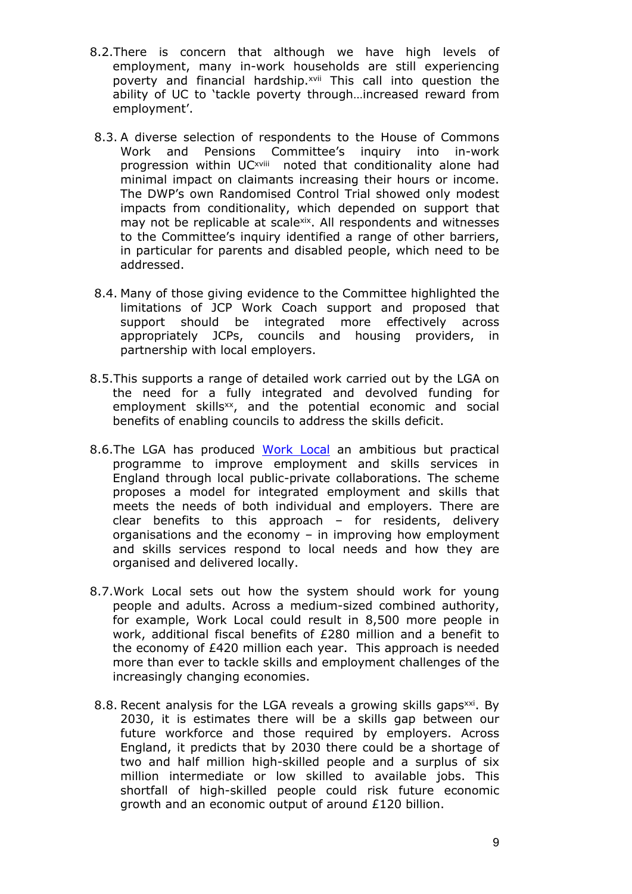8.2. There is concern that although we have high levels of employment, many in-work households are still experiencing poverty and financial hardship.[xvii] This call into question the ability of UC to 'tackle poverty through…increased reward from employment'.

8.3. A diverse selection of respondents to the House of Commons Work and Pensions Committee's inquiry into in-work progression within UC[xviii] noted that conditionality alone had minimal impact on claimants increasing their hours or income. The DWP's own Randomised Control Trial showed only modest impacts from conditionality, which depended on support that may not be replicable at scale[xix]. All respondents and witnesses to the Committee's inquiry identified a range of other barriers, in particular for parents and disabled people, which need to be addressed.

8.4. Many of those giving evidence to the Committee highlighted the limitations of JCP Work Coach support and proposed that support should be integrated more effectively across appropriately JCPs, councils and housing providers, in partnership with local employers.

8.5. This supports a range of detailed work carried out by the LGA on the need for a fully integrated and devolved funding for employment skills[xx], and the potential economic and social benefits of enabling councils to address the skills deficit.

8.6. The LGA has produced Work Local an ambitious but practical programme to improve employment and skills services in England through local public-private collaborations. The scheme proposes a model for integrated employment and skills that meets the needs of both individual and employers. There are clear benefits to this approach – for residents, delivery organisations and the economy – in improving how employment and skills services respond to local needs and how they are organised and delivered locally.

8.7. Work Local sets out how the system should work for young people and adults. Across a medium-sized combined authority, for example, Work Local could result in 8,500 more people in work, additional fiscal benefits of £280 million and a benefit to the economy of £420 million each year. This approach is needed more than ever to tackle skills and employment challenges of the increasingly changing economies.

8.8. Recent analysis for the LGA reveals a growing skills gaps[xxi]. By 2030, it is estimates there will be a skills gap between our future workforce and those required by employers. Across England, it predicts that by 2030 there could be a shortage of two and half million high-skilled people and a surplus of six million intermediate or low skilled to available jobs. This shortfall of high-skilled people could risk future economic growth and an economic output of around £120 billion.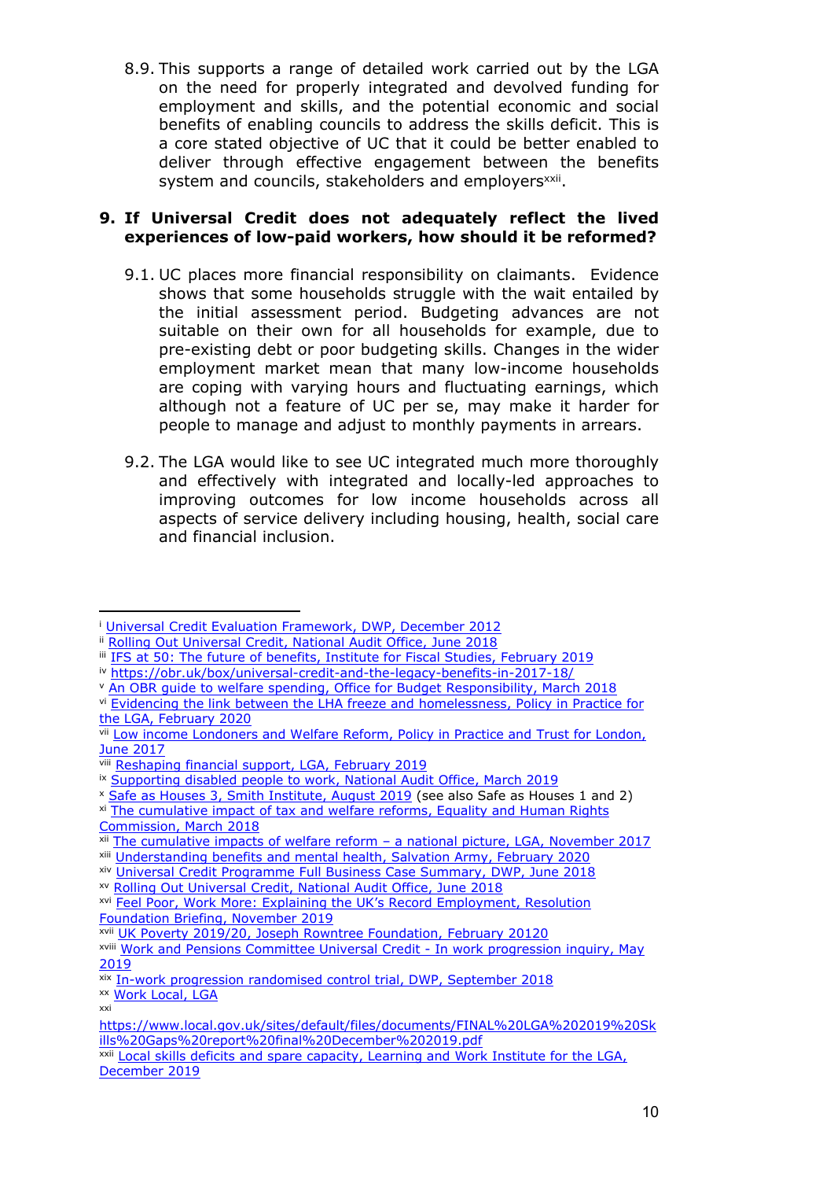8.9. This supports a range of detailed work carried out by the LGA on the need for properly integrated and devolved funding for employment and skills, and the potential economic and social benefits of enabling councils to address the skills deficit. This is a core stated objective of UC that it could be better enabled to deliver through effective engagement between the benefits system and councils, stakeholders and employers[xxii].

## 9. If Universal Credit does not adequately reflect the lived experiences of low-paid workers, how should it be reformed?

9.1. UC places more financial responsibility on claimants. Evidence shows that some households struggle with the wait entailed by the initial assessment period. Budgeting advances are not suitable on their own for all households for example, due to pre-existing debt or poor budgeting skills. Changes in the wider employment market mean that many low-income households are coping with varying hours and fluctuating earnings, which although not a feature of UC per se, may make it harder for people to manage and adjust to monthly payments in arrears.

9.2. The LGA would like to see UC integrated much more thoroughly and effectively with integrated and locally-led approaches to improving outcomes for low income households across all aspects of service delivery including housing, health, social care and financial inclusion.

---

[i] Universal Credit Evaluation Framework, DWP, December 2012
[ii] Rolling Out Universal Credit, National Audit Office, June 2018
[iii] IFS at 50: The future of benefits, Institute for Fiscal Studies, February 2019
[iv] https://obr.uk/box/universal-credit-and-the-legacy-benefits-in-2017-18/
[v] An OBR guide to welfare spending, Office for Budget Responsibility, March 2018
[vi] Evidencing the link between the LHA freeze and homelessness, Policy in Practice for the LGA, February 2020
[vii] Low income Londoners and Welfare Reform, Policy in Practice and Trust for London, June 2017
[viii] Reshaping financial support, LGA, February 2019
[ix] Supporting disabled people to work, National Audit Office, March 2019
[x] Safe as Houses 3, Smith Institute, August 2019 (see also Safe as Houses 1 and 2)
[xi] The cumulative impact of tax and welfare reforms, Equality and Human Rights Commission, March 2018
[xii] The cumulative impacts of welfare reform – a national picture, LGA, November 2017
[xiii] Understanding benefits and mental health, Salvation Army, February 2020
[xiv] Universal Credit Programme Full Business Case Summary, DWP, June 2018
[xv] Rolling Out Universal Credit, National Audit Office, June 2018
[xvi] Feel Poor, Work More: Explaining the UK's Record Employment, Resolution Foundation Briefing, November 2019
[xvii] UK Poverty 2019/20, Joseph Rowntree Foundation, February 20120
[xviii] Work and Pensions Committee Universal Credit - In work progression inquiry, May 2019
[xix] In-work progression randomised control trial, DWP, September 2018
[xx] Work Local, LGA
[xxi] https://www.local.gov.uk/sites/default/files/documents/FINAL%20LGA%202019%20Skills%20Gaps%20report%20final%20December%202019.pdf
[xxii] Local skills deficits and spare capacity, Learning and Work Institute for the LGA, December 2019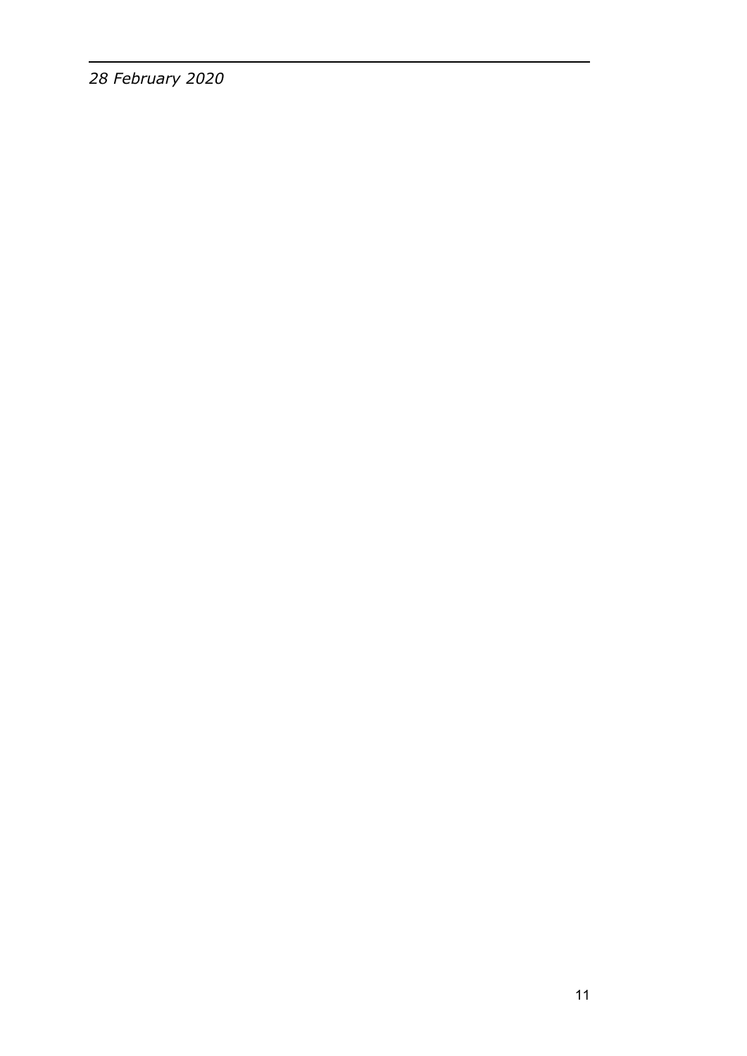*28 February 2020*